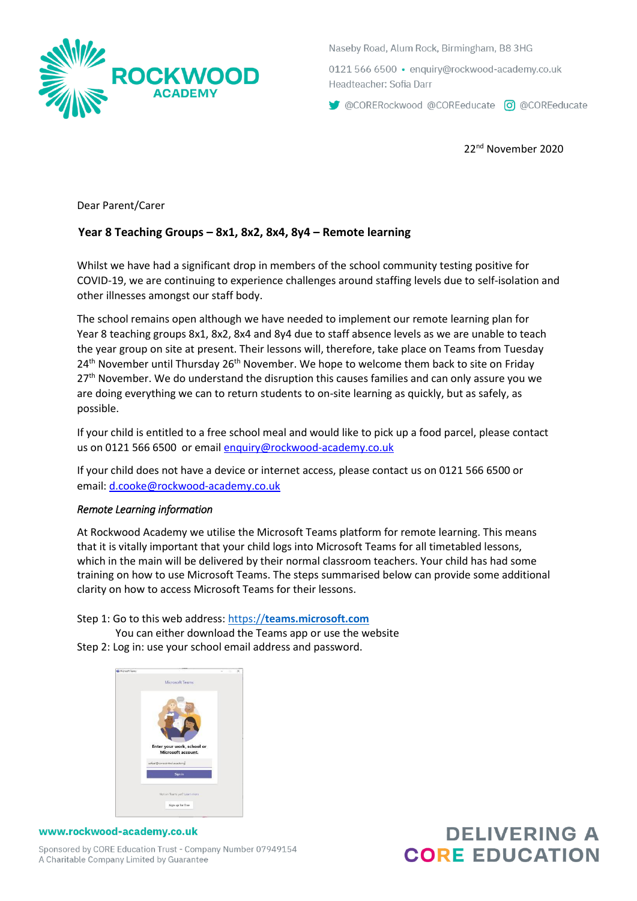Naseby Road, Alum Rock, Birmingham, B8 3HG

0121 566 6500 • enquiry@rockwood-academy.co.uk
Headteacher: Sofia Darr

@CORERockwood @COREeducate @COREeducate

22nd November 2020

Dear Parent/Carer

**Year 8 Teaching Groups – 8x1, 8x2, 8x4, 8y4 – Remote learning**

Whilst we have had a significant drop in members of the school community testing positive for COVID-19, we are continuing to experience challenges around staffing levels due to self-isolation and other illnesses amongst our staff body.

The school remains open although we have needed to implement our remote learning plan for Year 8 teaching groups 8x1, 8x2, 8x4 and 8y4 due to staff absence levels as we are unable to teach the year group on site at present. Their lessons will, therefore, take place on Teams from Tuesday 24th November until Thursday 26th November. We hope to welcome them back to site on Friday 27th November. We do understand the disruption this causes families and can only assure you we are doing everything we can to return students to on-site learning as quickly, but as safely, as possible.

If your child is entitled to a free school meal and would like to pick up a food parcel, please contact us on 0121 566 6500 or email enquiry@rockwood-academy.co.uk

If your child does not have a device or internet access, please contact us on 0121 566 6500 or email: d.cooke@rockwood-academy.co.uk

*Remote Learning information*

At Rockwood Academy we utilise the Microsoft Teams platform for remote learning. This means that it is vitally important that your child logs into Microsoft Teams for all timetabled lessons, which in the main will be delivered by their normal classroom teachers. Your child has had some training on how to use Microsoft Teams. The steps summarised below can provide some additional clarity on how to access Microsoft Teams for their lessons.

Step 1: Go to this web address: https://**teams.microsoft.com**
You can either download the Teams app or use the website
Step 2: Log in: use your school email address and password.

www.rockwood-academy.co.uk

Sponsored by CORE Education Trust - Company Number 07949154
A Charitable Company Limited by Guarantee

DELIVERING A CORE EDUCATION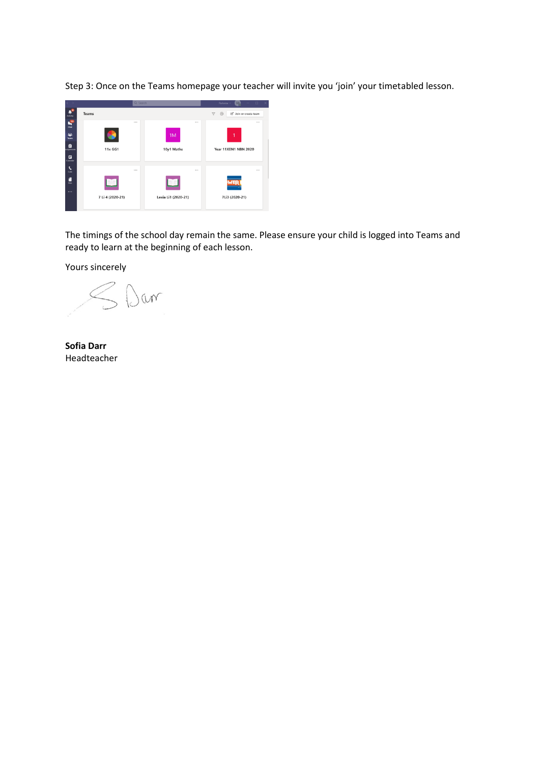Step 3: Once on the Teams homepage your teacher will invite you 'join' your timetabled lesson.

The timings of the school day remain the same. Please ensure your child is logged into Teams and ready to learn at the beginning of each lesson.

Yours sincerely

**Sofia Darr**
Headteacher